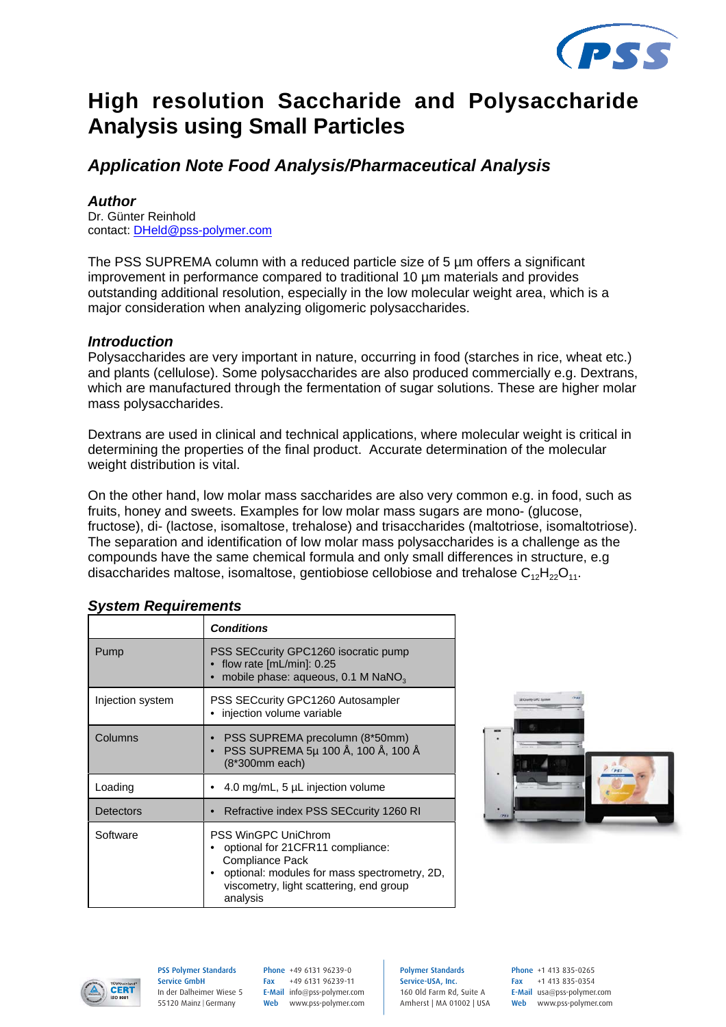# High resolution Saccharide and Polysaccharide Analysis using Small Particles

## *Application Note Food Analysis/Pharmaceutical Analysis*

### *Author*

Dr. Günter Reinhold
contact: DHeld@pss-polymer.com

The PSS SUPREMA column with a reduced particle size of 5 µm offers a significant improvement in performance compared to traditional 10 µm materials and provides outstanding additional resolution, especially in the low molecular weight area, which is a major consideration when analyzing oligomeric polysaccharides.

### *Introduction*

Polysaccharides are very important in nature, occurring in food (starches in rice, wheat etc.) and plants (cellulose). Some polysaccharides are also produced commercially e.g. Dextrans, which are manufactured through the fermentation of sugar solutions. These are higher molar mass polysaccharides.

Dextrans are used in clinical and technical applications, where molecular weight is critical in determining the properties of the final product. Accurate determination of the molecular weight distribution is vital.

On the other hand, low molar mass saccharides are also very common e.g. in food, such as fruits, honey and sweets. Examples for low molar mass sugars are mono- (glucose, fructose), di- (lactose, isomaltose, trehalose) and trisaccharides (maltotriose, isomaltotriose). The separation and identification of low molar mass polysaccharides is a challenge as the compounds have the same chemical formula and only small differences in structure, e.g disaccharides maltose, isomaltose, gentiobiose cellobiose and trehalose $C_{12}H_{22}O_{11}$.

### *System Requirements*

| | ***Conditions*** |
|---|---|
| Pump | PSS SECcurity GPC1260 isocratic pump<br>• flow rate [mL/min]: 0.25<br>• mobile phase: aqueous, 0.1 M $NaNO_3$ |
| Injection system | PSS SECcurity GPC1260 Autosampler<br>• injection volume variable |
| Columns | • PSS SUPREMA precolumn (8*50mm)<br>• PSS SUPREMA 5µ 100 Å, 100 Å, 100 Å (8*300mm each) |
| Loading | • 4.0 mg/mL, 5 µL injection volume |
| Detectors | • Refractive index PSS SECcurity 1260 RI |
| Software | PSS WinGPC UniChrom<br>• optional for 21CFR11 compliance: Compliance Pack<br>• optional: modules for mass spectrometry, 2D, viscometry, light scattering, end group analysis |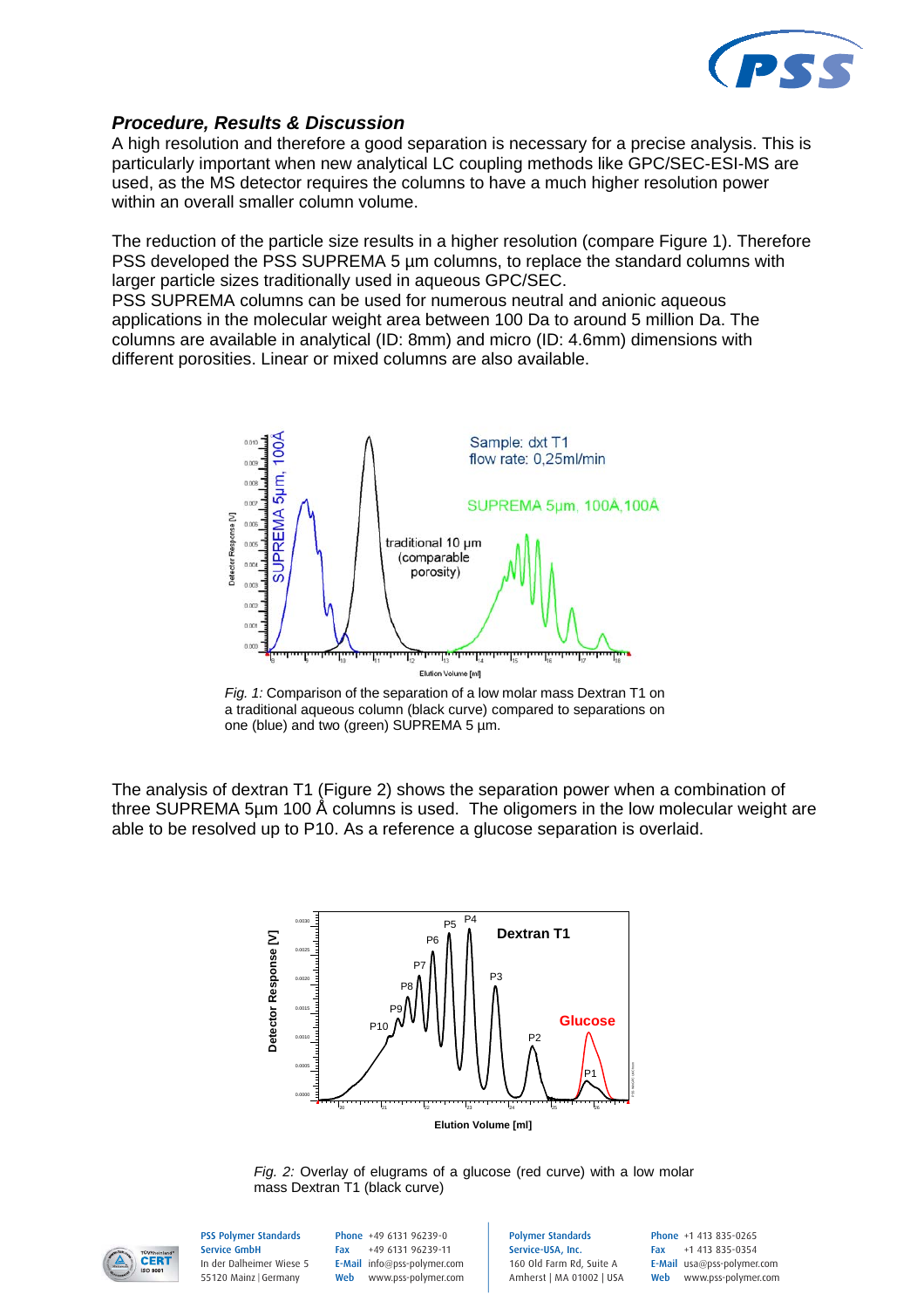### *Procedure, Results & Discussion*

A high resolution and therefore a good separation is necessary for a precise analysis. This is particularly important when new analytical LC coupling methods like GPC/SEC-ESI-MS are used, as the MS detector requires the columns to have a much higher resolution power within an overall smaller column volume.

The reduction of the particle size results in a higher resolution (compare Figure 1). Therefore PSS developed the PSS SUPREMA 5 µm columns, to replace the standard columns with larger particle sizes traditionally used in aqueous GPC/SEC.
PSS SUPREMA columns can be used for numerous neutral and anionic aqueous applications in the molecular weight area between 100 Da to around 5 million Da. The columns are available in analytical (ID: 8mm) and micro (ID: 4.6mm) dimensions with different porosities. Linear or mixed columns are also available.

*Fig. 1:* Comparison of the separation of a low molar mass Dextran T1 on a traditional aqueous column (black curve) compared to separations on one (blue) and two (green) SUPREMA 5 µm.

The analysis of dextran T1 (Figure 2) shows the separation power when a combination of three SUPREMA 5µm 100 Å columns is used. The oligomers in the low molecular weight are able to be resolved up to P10. As a reference a glucose separation is overlaid.

*Fig. 2:* Overlay of elugrams of a glucose (red curve) with a low molar mass Dextran T1 (black curve)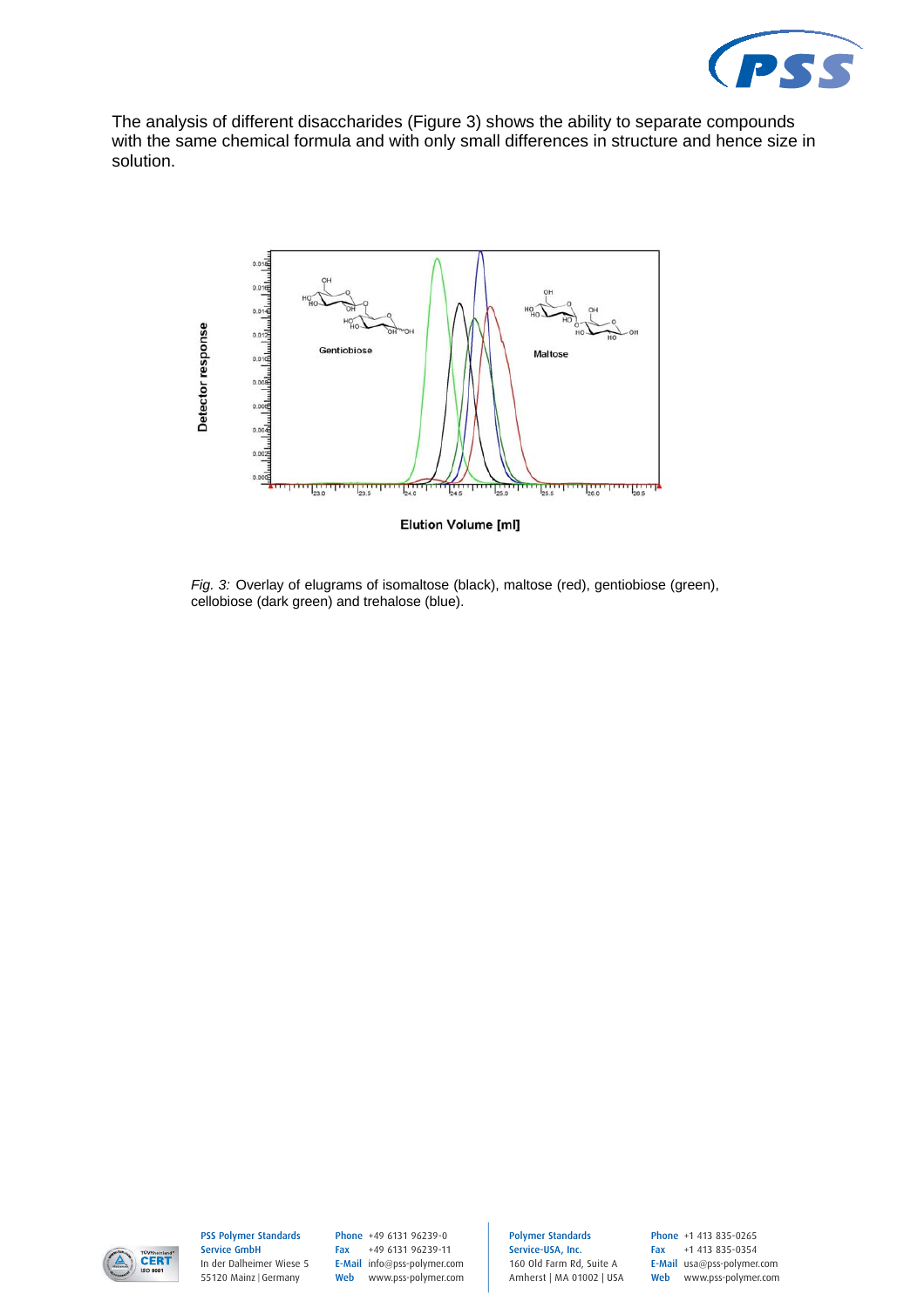The analysis of different disaccharides (Figure 3) shows the ability to separate compounds with the same chemical formula and with only small differences in structure and hence size in solution.

Detector response

0.018
0.016
0.014
0.012
0.010
0.008
0.006
0.004
0.002
0.000

Gentiobiose

Maltose

23.0
23.5
24.0
24.5
25.0
25.5
26.0
26.5

Elution Volume [ml]

*Fig. 3:* Overlay of elugrams of isomaltose (black), maltose (red), gentiobiose (green), cellobiose (dark green) and trehalose (blue).